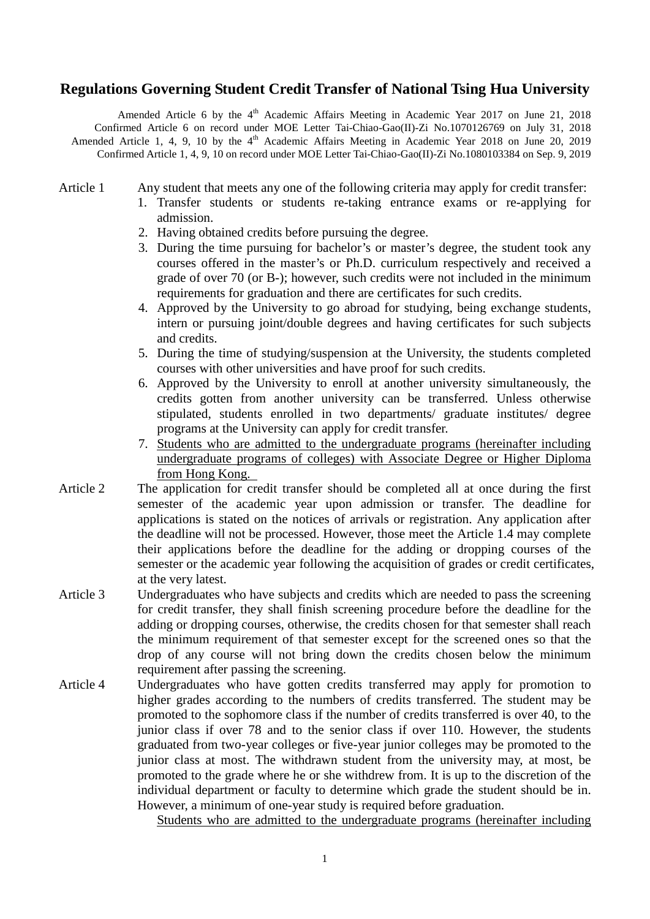# Regulations Governing Student Credit Transfer of National Tsing Hua University

Amended Article 6 by the 4th Academic Affairs Meeting in Academic Year 2017 on June 21, 2018
Confirmed Article 6 on record under MOE Letter Tai-Chiao-Gao(II)-Zi No.1070126769 on July 31, 2018
Amended Article 1, 4, 9, 10 by the 4th Academic Affairs Meeting in Academic Year 2018 on June 20, 2019
Confirmed Article 1, 4, 9, 10 on record under MOE Letter Tai-Chiao-Gao(II)-Zi No.1080103384 on Sep. 9, 2019

Article 1 Any student that meets any one of the following criteria may apply for credit transfer:

1. Transfer students or students re-taking entrance exams or re-applying for admission.
2. Having obtained credits before pursuing the degree.
3. During the time pursuing for bachelor's or master's degree, the student took any courses offered in the master's or Ph.D. curriculum respectively and received a grade of over 70 (or B-); however, such credits were not included in the minimum requirements for graduation and there are certificates for such credits.
4. Approved by the University to go abroad for studying, being exchange students, intern or pursuing joint/double degrees and having certificates for such subjects and credits.
5. During the time of studying/suspension at the University, the students completed courses with other universities and have proof for such credits.
6. Approved by the University to enroll at another university simultaneously, the credits gotten from another university can be transferred. Unless otherwise stipulated, students enrolled in two departments/ graduate institutes/ degree programs at the University can apply for credit transfer.
7. <u>Students who are admitted to the undergraduate programs (hereinafter including undergraduate programs of colleges) with Associate Degree or Higher Diploma from Hong Kong.</u>

Article 2 The application for credit transfer should be completed all at once during the first semester of the academic year upon admission or transfer. The deadline for applications is stated on the notices of arrivals or registration. Any application after the deadline will not be processed. However, those meet the Article 1.4 may complete their applications before the deadline for the adding or dropping courses of the semester or the academic year following the acquisition of grades or credit certificates, at the very latest.

Article 3 Undergraduates who have subjects and credits which are needed to pass the screening for credit transfer, they shall finish screening procedure before the deadline for the adding or dropping courses, otherwise, the credits chosen for that semester shall reach the minimum requirement of that semester except for the screened ones so that the drop of any course will not bring down the credits chosen below the minimum requirement after passing the screening.

Article 4 Undergraduates who have gotten credits transferred may apply for promotion to higher grades according to the numbers of credits transferred. The student may be promoted to the sophomore class if the number of credits transferred is over 40, to the junior class if over 78 and to the senior class if over 110. However, the students graduated from two-year colleges or five-year junior colleges may be promoted to the junior class at most. The withdrawn student from the university may, at most, be promoted to the grade where he or she withdrew from. It is up to the discretion of the individual department or faculty to determine which grade the student should be in. However, a minimum of one-year study is required before graduation.

<u>Students who are admitted to the undergraduate programs (hereinafter including</u>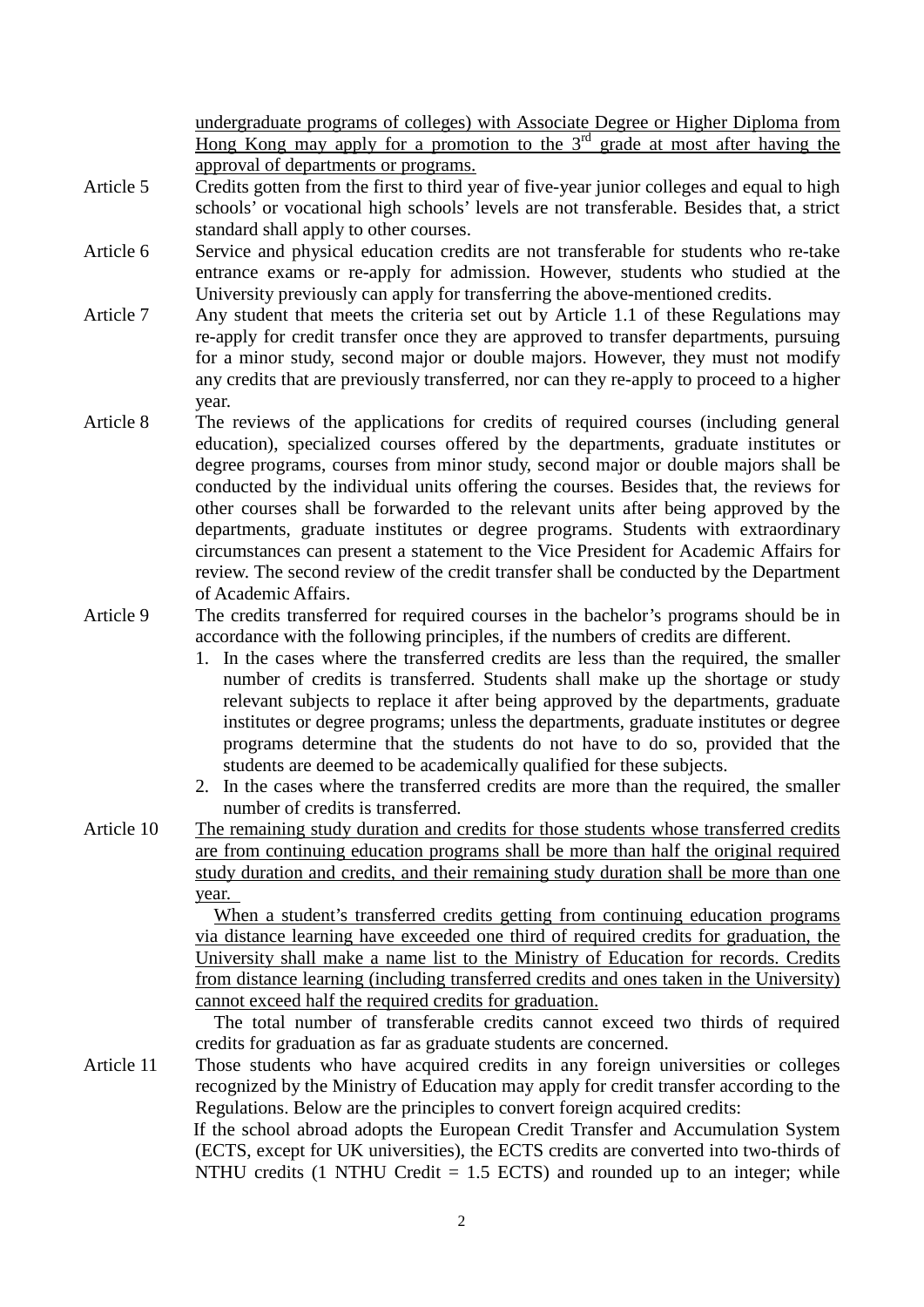undergraduate programs of colleges) with Associate Degree or Higher Diploma from Hong Kong may apply for a promotion to the 3rd grade at most after having the approval of departments or programs.

Article 5 Credits gotten from the first to third year of five-year junior colleges and equal to high schools' or vocational high schools' levels are not transferable. Besides that, a strict standard shall apply to other courses.

Article 6 Service and physical education credits are not transferable for students who re-take entrance exams or re-apply for admission. However, students who studied at the University previously can apply for transferring the above-mentioned credits.

Article 7 Any student that meets the criteria set out by Article 1.1 of these Regulations may re-apply for credit transfer once they are approved to transfer departments, pursuing for a minor study, second major or double majors. However, they must not modify any credits that are previously transferred, nor can they re-apply to proceed to a higher year.

Article 8 The reviews of the applications for credits of required courses (including general education), specialized courses offered by the departments, graduate institutes or degree programs, courses from minor study, second major or double majors shall be conducted by the individual units offering the courses. Besides that, the reviews for other courses shall be forwarded to the relevant units after being approved by the departments, graduate institutes or degree programs. Students with extraordinary circumstances can present a statement to the Vice President for Academic Affairs for review. The second review of the credit transfer shall be conducted by the Department of Academic Affairs.

Article 9 The credits transferred for required courses in the bachelor's programs should be in accordance with the following principles, if the numbers of credits are different.

1. In the cases where the transferred credits are less than the required, the smaller number of credits is transferred. Students shall make up the shortage or study relevant subjects to replace it after being approved by the departments, graduate institutes or degree programs; unless the departments, graduate institutes or degree programs determine that the students do not have to do so, provided that the students are deemed to be academically qualified for these subjects.
2. In the cases where the transferred credits are more than the required, the smaller number of credits is transferred.

Article 10 The remaining study duration and credits for those students whose transferred credits are from continuing education programs shall be more than half the original required study duration and credits, and their remaining study duration shall be more than one year.

When a student's transferred credits getting from continuing education programs via distance learning have exceeded one third of required credits for graduation, the University shall make a name list to the Ministry of Education for records. Credits from distance learning (including transferred credits and ones taken in the University) cannot exceed half the required credits for graduation.

The total number of transferable credits cannot exceed two thirds of required credits for graduation as far as graduate students are concerned.

Article 11 Those students who have acquired credits in any foreign universities or colleges recognized by the Ministry of Education may apply for credit transfer according to the Regulations. Below are the principles to convert foreign acquired credits:

If the school abroad adopts the European Credit Transfer and Accumulation System (ECTS, except for UK universities), the ECTS credits are converted into two-thirds of NTHU credits (1 NTHU Credit = 1.5 ECTS) and rounded up to an integer; while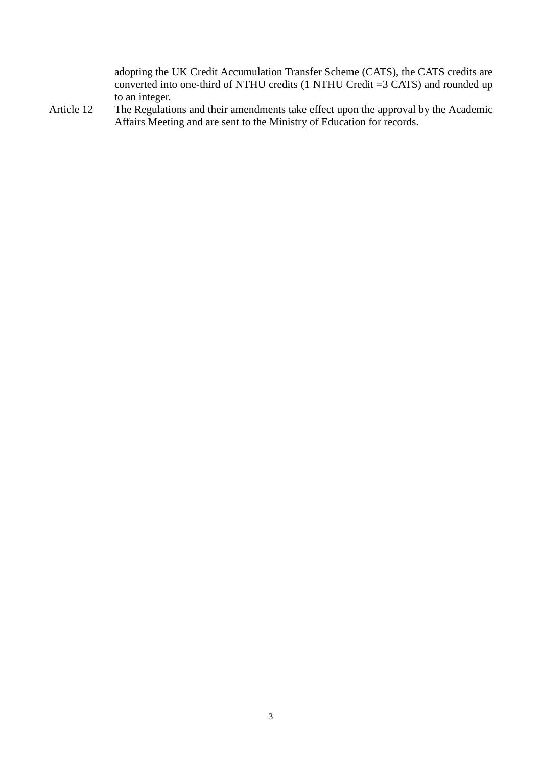adopting the UK Credit Accumulation Transfer Scheme (CATS), the CATS credits are converted into one-third of NTHU credits (1 NTHU Credit =3 CATS) and rounded up to an integer.

Article 12 The Regulations and their amendments take effect upon the approval by the Academic Affairs Meeting and are sent to the Ministry of Education for records.